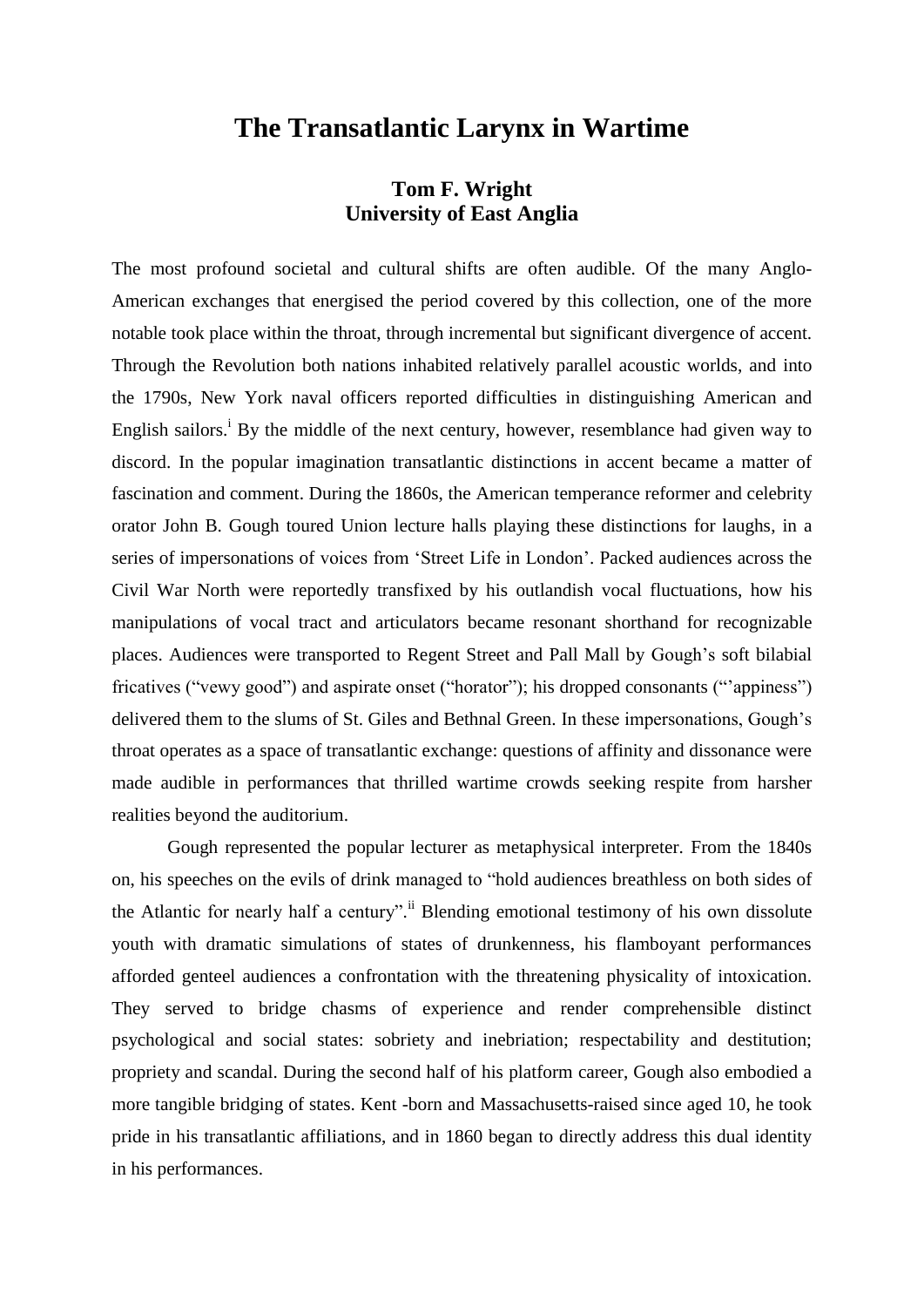# The Transatlantic Larynx in Wartime

**Tom F. Wright**
**University of East Anglia**

The most profound societal and cultural shifts are often audible. Of the many Anglo-American exchanges that energised the period covered by this collection, one of the more notable took place within the throat, through incremental but significant divergence of accent. Through the Revolution both nations inhabited relatively parallel acoustic worlds, and into the 1790s, New York naval officers reported difficulties in distinguishing American and English sailors.[i] By the middle of the next century, however, resemblance had given way to discord. In the popular imagination transatlantic distinctions in accent became a matter of fascination and comment. During the 1860s, the American temperance reformer and celebrity orator John B. Gough toured Union lecture halls playing these distinctions for laughs, in a series of impersonations of voices from 'Street Life in London'. Packed audiences across the Civil War North were reportedly transfixed by his outlandish vocal fluctuations, how his manipulations of vocal tract and articulators became resonant shorthand for recognizable places. Audiences were transported to Regent Street and Pall Mall by Gough's soft bilabial fricatives ("vewy good") and aspirate onset ("horator"); his dropped consonants ("'appiness") delivered them to the slums of St. Giles and Bethnal Green. In these impersonations, Gough's throat operates as a space of transatlantic exchange: questions of affinity and dissonance were made audible in performances that thrilled wartime crowds seeking respite from harsher realities beyond the auditorium.

Gough represented the popular lecturer as metaphysical interpreter. From the 1840s on, his speeches on the evils of drink managed to "hold audiences breathless on both sides of the Atlantic for nearly half a century".[ii] Blending emotional testimony of his own dissolute youth with dramatic simulations of states of drunkenness, his flamboyant performances afforded genteel audiences a confrontation with the threatening physicality of intoxication. They served to bridge chasms of experience and render comprehensible distinct psychological and social states: sobriety and inebriation; respectability and destitution; propriety and scandal. During the second half of his platform career, Gough also embodied a more tangible bridging of states. Kent -born and Massachusetts-raised since aged 10, he took pride in his transatlantic affiliations, and in 1860 began to directly address this dual identity in his performances.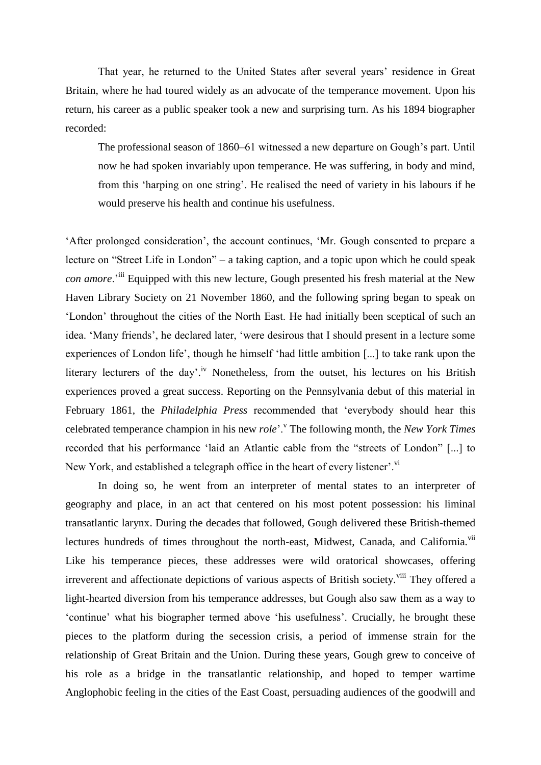That year, he returned to the United States after several years' residence in Great Britain, where he had toured widely as an advocate of the temperance movement. Upon his return, his career as a public speaker took a new and surprising turn. As his 1894 biographer recorded:

> The professional season of 1860–61 witnessed a new departure on Gough's part. Until now he had spoken invariably upon temperance. He was suffering, in body and mind, from this 'harping on one string'. He realised the need of variety in his labours if he would preserve his health and continue his usefulness.

'After prolonged consideration', the account continues, 'Mr. Gough consented to prepare a lecture on "Street Life in London" – a taking caption, and a topic upon which he could speak *con amore*.'[iii] Equipped with this new lecture, Gough presented his fresh material at the New Haven Library Society on 21 November 1860, and the following spring began to speak on 'London' throughout the cities of the North East. He had initially been sceptical of such an idea. 'Many friends', he declared later, 'were desirous that I should present in a lecture some experiences of London life', though he himself 'had little ambition [...] to take rank upon the literary lecturers of the day'.[iv] Nonetheless, from the outset, his lectures on his British experiences proved a great success. Reporting on the Pennsylvania debut of this material in February 1861, the *Philadelphia Press* recommended that 'everybody should hear this celebrated temperance champion in his new *role*'.[v] The following month, the *New York Times* recorded that his performance 'laid an Atlantic cable from the "streets of London" [...] to New York, and established a telegraph office in the heart of every listener'.[vi]

In doing so, he went from an interpreter of mental states to an interpreter of geography and place, in an act that centered on his most potent possession: his liminal transatlantic larynx. During the decades that followed, Gough delivered these British-themed lectures hundreds of times throughout the north-east, Midwest, Canada, and California.[vii] Like his temperance pieces, these addresses were wild oratorical showcases, offering irreverent and affectionate depictions of various aspects of British society.[viii] They offered a light-hearted diversion from his temperance addresses, but Gough also saw them as a way to 'continue' what his biographer termed above 'his usefulness'. Crucially, he brought these pieces to the platform during the secession crisis, a period of immense strain for the relationship of Great Britain and the Union. During these years, Gough grew to conceive of his role as a bridge in the transatlantic relationship, and hoped to temper wartime Anglophobic feeling in the cities of the East Coast, persuading audiences of the goodwill and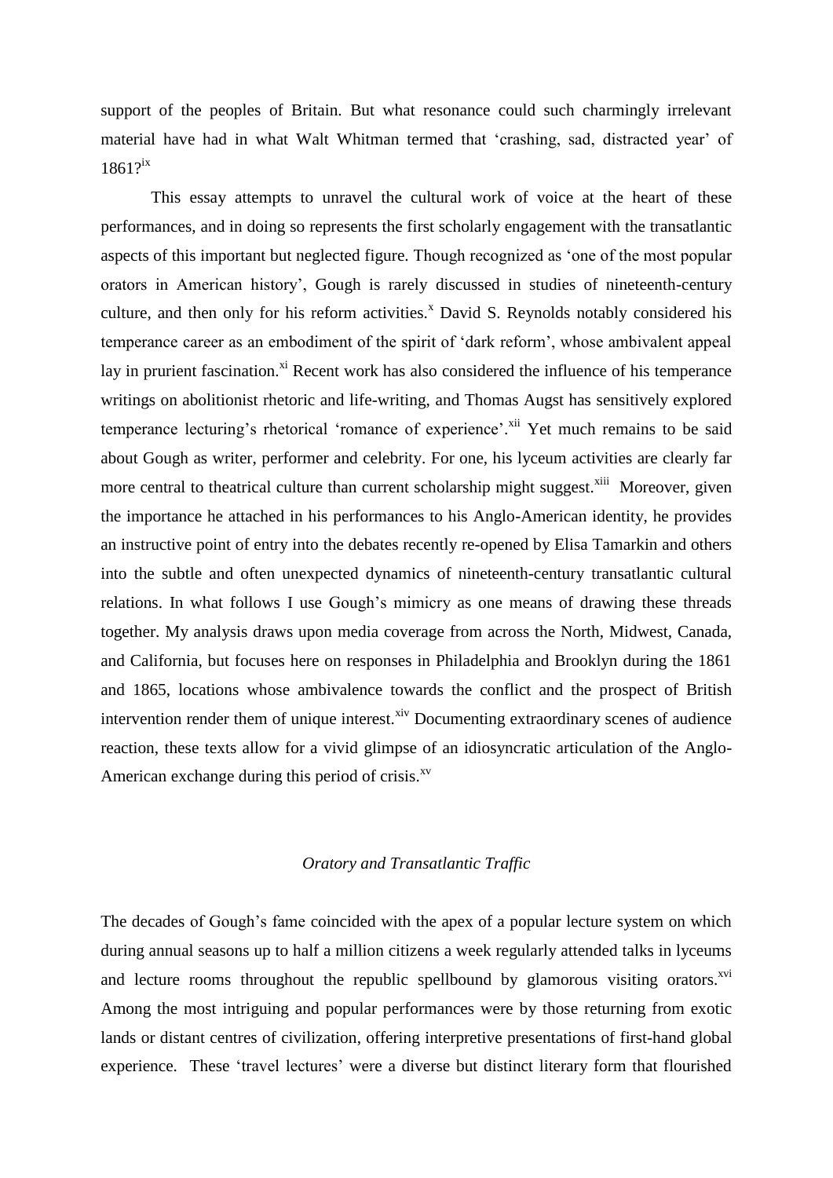support of the peoples of Britain. But what resonance could such charmingly irrelevant material have had in what Walt Whitman termed that 'crashing, sad, distracted year' of 1861?[ix]

This essay attempts to unravel the cultural work of voice at the heart of these performances, and in doing so represents the first scholarly engagement with the transatlantic aspects of this important but neglected figure. Though recognized as 'one of the most popular orators in American history', Gough is rarely discussed in studies of nineteenth-century culture, and then only for his reform activities.[x] David S. Reynolds notably considered his temperance career as an embodiment of the spirit of 'dark reform', whose ambivalent appeal lay in prurient fascination.[xi] Recent work has also considered the influence of his temperance writings on abolitionist rhetoric and life-writing, and Thomas Augst has sensitively explored temperance lecturing's rhetorical 'romance of experience'.[xii] Yet much remains to be said about Gough as writer, performer and celebrity. For one, his lyceum activities are clearly far more central to theatrical culture than current scholarship might suggest.[xiii] Moreover, given the importance he attached in his performances to his Anglo-American identity, he provides an instructive point of entry into the debates recently re-opened by Elisa Tamarkin and others into the subtle and often unexpected dynamics of nineteenth-century transatlantic cultural relations. In what follows I use Gough's mimicry as one means of drawing these threads together. My analysis draws upon media coverage from across the North, Midwest, Canada, and California, but focuses here on responses in Philadelphia and Brooklyn during the 1861 and 1865, locations whose ambivalence towards the conflict and the prospect of British intervention render them of unique interest.[xiv] Documenting extraordinary scenes of audience reaction, these texts allow for a vivid glimpse of an idiosyncratic articulation of the Anglo-American exchange during this period of crisis.[xv]

## *Oratory and Transatlantic Traffic*

The decades of Gough's fame coincided with the apex of a popular lecture system on which during annual seasons up to half a million citizens a week regularly attended talks in lyceums and lecture rooms throughout the republic spellbound by glamorous visiting orators.[xvi] Among the most intriguing and popular performances were by those returning from exotic lands or distant centres of civilization, offering interpretive presentations of first-hand global experience. These 'travel lectures' were a diverse but distinct literary form that flourished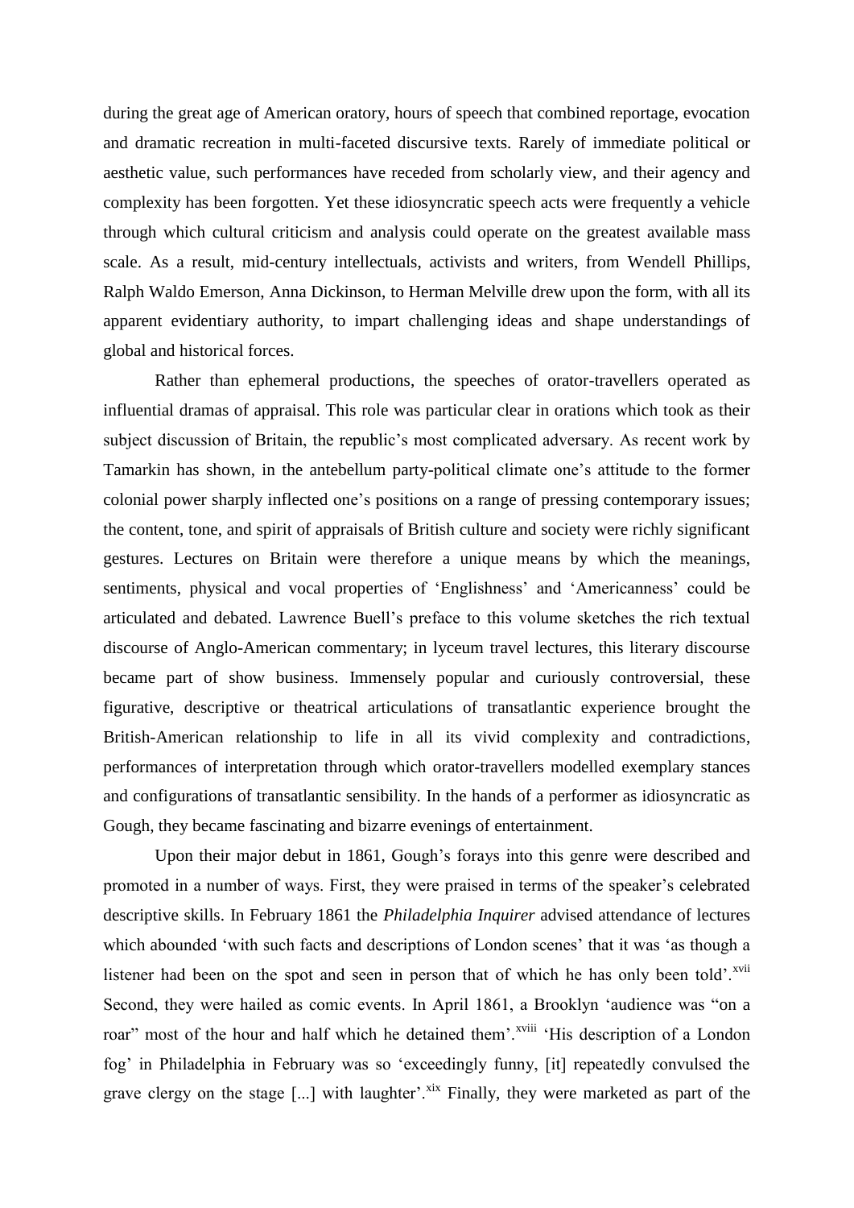during the great age of American oratory, hours of speech that combined reportage, evocation and dramatic recreation in multi-faceted discursive texts. Rarely of immediate political or aesthetic value, such performances have receded from scholarly view, and their agency and complexity has been forgotten. Yet these idiosyncratic speech acts were frequently a vehicle through which cultural criticism and analysis could operate on the greatest available mass scale. As a result, mid-century intellectuals, activists and writers, from Wendell Phillips, Ralph Waldo Emerson, Anna Dickinson, to Herman Melville drew upon the form, with all its apparent evidentiary authority, to impart challenging ideas and shape understandings of global and historical forces.

Rather than ephemeral productions, the speeches of orator-travellers operated as influential dramas of appraisal. This role was particular clear in orations which took as their subject discussion of Britain, the republic's most complicated adversary. As recent work by Tamarkin has shown, in the antebellum party-political climate one's attitude to the former colonial power sharply inflected one's positions on a range of pressing contemporary issues; the content, tone, and spirit of appraisals of British culture and society were richly significant gestures. Lectures on Britain were therefore a unique means by which the meanings, sentiments, physical and vocal properties of 'Englishness' and 'Americanness' could be articulated and debated. Lawrence Buell's preface to this volume sketches the rich textual discourse of Anglo-American commentary; in lyceum travel lectures, this literary discourse became part of show business. Immensely popular and curiously controversial, these figurative, descriptive or theatrical articulations of transatlantic experience brought the British-American relationship to life in all its vivid complexity and contradictions, performances of interpretation through which orator-travellers modelled exemplary stances and configurations of transatlantic sensibility. In the hands of a performer as idiosyncratic as Gough, they became fascinating and bizarre evenings of entertainment.

Upon their major debut in 1861, Gough's forays into this genre were described and promoted in a number of ways. First, they were praised in terms of the speaker's celebrated descriptive skills. In February 1861 the *Philadelphia Inquirer* advised attendance of lectures which abounded 'with such facts and descriptions of London scenes' that it was 'as though a listener had been on the spot and seen in person that of which he has only been told'.[xvii] Second, they were hailed as comic events. In April 1861, a Brooklyn 'audience was "on a roar" most of the hour and half which he detained them'.[xviii] 'His description of a London fog' in Philadelphia in February was so 'exceedingly funny, [it] repeatedly convulsed the grave clergy on the stage [...] with laughter'.[xix] Finally, they were marketed as part of the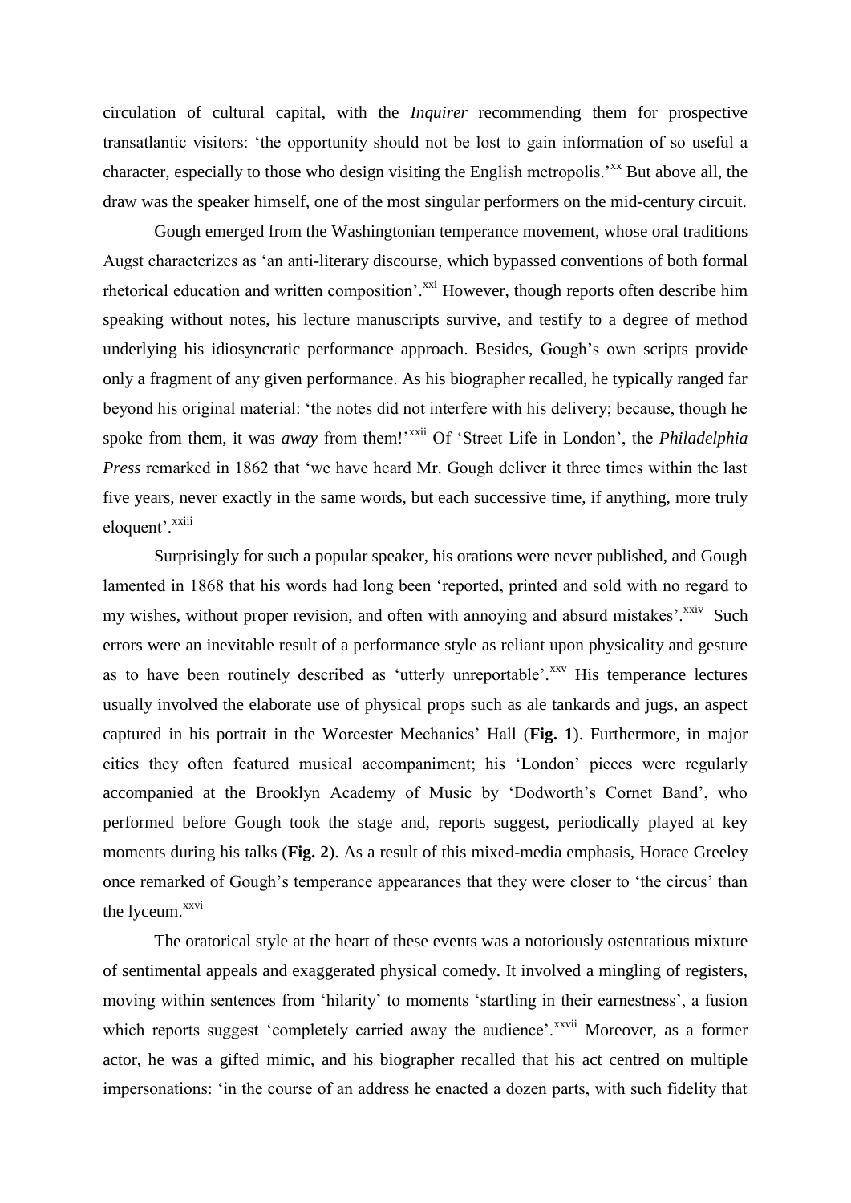circulation of cultural capital, with the *Inquirer* recommending them for prospective transatlantic visitors: 'the opportunity should not be lost to gain information of so useful a character, especially to those who design visiting the English metropolis.'[xx] But above all, the draw was the speaker himself, one of the most singular performers on the mid-century circuit.

Gough emerged from the Washingtonian temperance movement, whose oral traditions Augst characterizes as 'an anti-literary discourse, which bypassed conventions of both formal rhetorical education and written composition'.[xxi] However, though reports often describe him speaking without notes, his lecture manuscripts survive, and testify to a degree of method underlying his idiosyncratic performance approach. Besides, Gough's own scripts provide only a fragment of any given performance. As his biographer recalled, he typically ranged far beyond his original material: 'the notes did not interfere with his delivery; because, though he spoke from them, it was *away* from them!'[xxii] Of 'Street Life in London', the *Philadelphia Press* remarked in 1862 that 'we have heard Mr. Gough deliver it three times within the last five years, never exactly in the same words, but each successive time, if anything, more truly eloquent'.[xxiii]

Surprisingly for such a popular speaker, his orations were never published, and Gough lamented in 1868 that his words had long been 'reported, printed and sold with no regard to my wishes, without proper revision, and often with annoying and absurd mistakes'.[xxiv] Such errors were an inevitable result of a performance style as reliant upon physicality and gesture as to have been routinely described as 'utterly unreportable'.[xxv] His temperance lectures usually involved the elaborate use of physical props such as ale tankards and jugs, an aspect captured in his portrait in the Worcester Mechanics' Hall (**Fig. 1**). Furthermore, in major cities they often featured musical accompaniment; his 'London' pieces were regularly accompanied at the Brooklyn Academy of Music by 'Dodworth's Cornet Band', who performed before Gough took the stage and, reports suggest, periodically played at key moments during his talks (**Fig. 2**). As a result of this mixed-media emphasis, Horace Greeley once remarked of Gough's temperance appearances that they were closer to 'the circus' than the lyceum.[xxvi]

The oratorical style at the heart of these events was a notoriously ostentatious mixture of sentimental appeals and exaggerated physical comedy. It involved a mingling of registers, moving within sentences from 'hilarity' to moments 'startling in their earnestness', a fusion which reports suggest 'completely carried away the audience'.[xxvii] Moreover, as a former actor, he was a gifted mimic, and his biographer recalled that his act centred on multiple impersonations: 'in the course of an address he enacted a dozen parts, with such fidelity that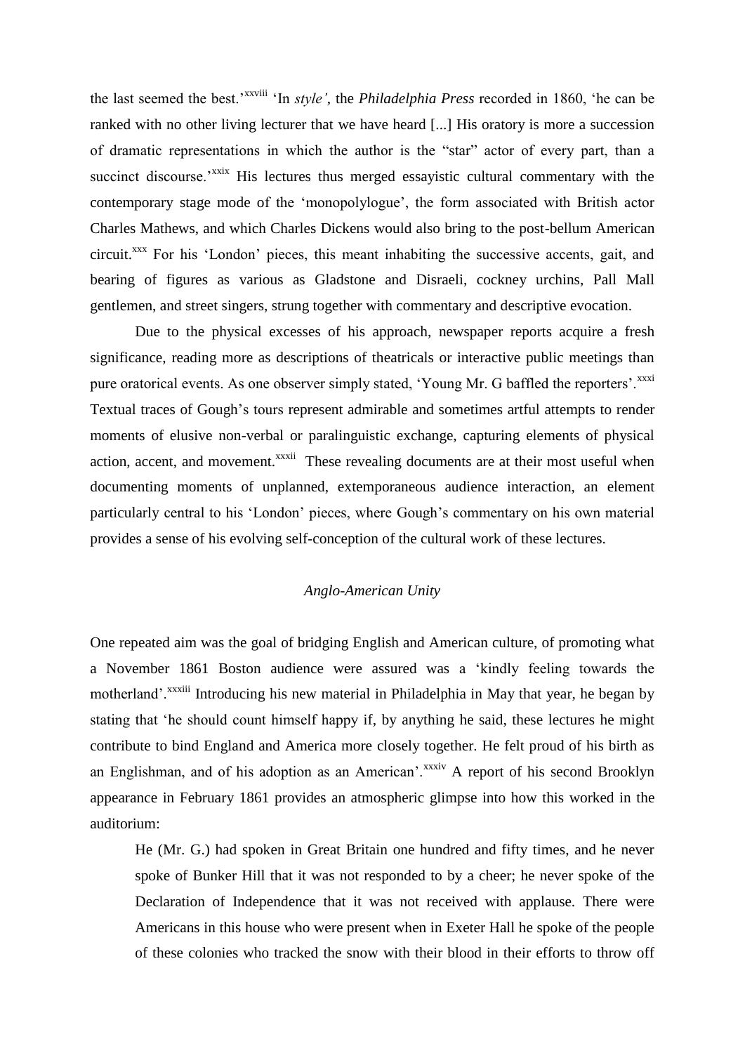the last seemed the best.'[xxviii] 'In *style'*, the *Philadelphia Press* recorded in 1860, 'he can be ranked with no other living lecturer that we have heard [...] His oratory is more a succession of dramatic representations in which the author is the "star" actor of every part, than a succinct discourse.'[xxix] His lectures thus merged essayistic cultural commentary with the contemporary stage mode of the 'monopolylogue', the form associated with British actor Charles Mathews, and which Charles Dickens would also bring to the post-bellum American circuit.[xxx] For his 'London' pieces, this meant inhabiting the successive accents, gait, and bearing of figures as various as Gladstone and Disraeli, cockney urchins, Pall Mall gentlemen, and street singers, strung together with commentary and descriptive evocation.

Due to the physical excesses of his approach, newspaper reports acquire a fresh significance, reading more as descriptions of theatricals or interactive public meetings than pure oratorical events. As one observer simply stated, 'Young Mr. G baffled the reporters'.[xxxi] Textual traces of Gough's tours represent admirable and sometimes artful attempts to render moments of elusive non-verbal or paralinguistic exchange, capturing elements of physical action, accent, and movement.[xxxii] These revealing documents are at their most useful when documenting moments of unplanned, extemporaneous audience interaction, an element particularly central to his 'London' pieces, where Gough's commentary on his own material provides a sense of his evolving self-conception of the cultural work of these lectures.

### *Anglo-American Unity*

One repeated aim was the goal of bridging English and American culture, of promoting what a November 1861 Boston audience were assured was a 'kindly feeling towards the motherland'.[xxxiii] Introducing his new material in Philadelphia in May that year, he began by stating that 'he should count himself happy if, by anything he said, these lectures he might contribute to bind England and America more closely together. He felt proud of his birth as an Englishman, and of his adoption as an American'.[xxxiv] A report of his second Brooklyn appearance in February 1861 provides an atmospheric glimpse into how this worked in the auditorium:

> He (Mr. G.) had spoken in Great Britain one hundred and fifty times, and he never spoke of Bunker Hill that it was not responded to by a cheer; he never spoke of the Declaration of Independence that it was not received with applause. There were Americans in this house who were present when in Exeter Hall he spoke of the people of these colonies who tracked the snow with their blood in their efforts to throw off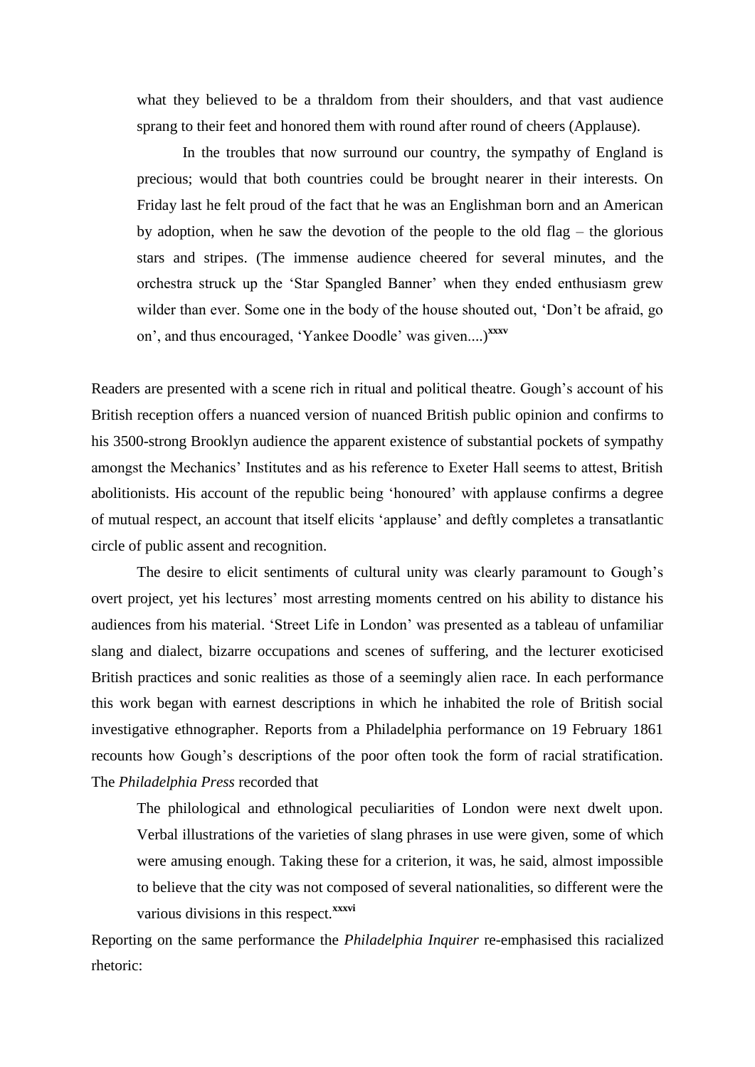> what they believed to be a thraldom from their shoulders, and that vast audience sprang to their feet and honored them with round after round of cheers (Applause).
>
> In the troubles that now surround our country, the sympathy of England is precious; would that both countries could be brought nearer in their interests. On Friday last he felt proud of the fact that he was an Englishman born and an American by adoption, when he saw the devotion of the people to the old flag – the glorious stars and stripes. (The immense audience cheered for several minutes, and the orchestra struck up the 'Star Spangled Banner' when they ended enthusiasm grew wilder than ever. Some one in the body of the house shouted out, 'Don't be afraid, go on', and thus encouraged, 'Yankee Doodle' was given....)[xxxv]

Readers are presented with a scene rich in ritual and political theatre. Gough's account of his British reception offers a nuanced version of nuanced British public opinion and confirms to his 3500-strong Brooklyn audience the apparent existence of substantial pockets of sympathy amongst the Mechanics' Institutes and as his reference to Exeter Hall seems to attest, British abolitionists. His account of the republic being 'honoured' with applause confirms a degree of mutual respect, an account that itself elicits 'applause' and deftly completes a transatlantic circle of public assent and recognition.

The desire to elicit sentiments of cultural unity was clearly paramount to Gough's overt project, yet his lectures' most arresting moments centred on his ability to distance his audiences from his material. 'Street Life in London' was presented as a tableau of unfamiliar slang and dialect, bizarre occupations and scenes of suffering, and the lecturer exoticised British practices and sonic realities as those of a seemingly alien race. In each performance this work began with earnest descriptions in which he inhabited the role of British social investigative ethnographer. Reports from a Philadelphia performance on 19 February 1861 recounts how Gough's descriptions of the poor often took the form of racial stratification. The *Philadelphia Press* recorded that

> The philological and ethnological peculiarities of London were next dwelt upon. Verbal illustrations of the varieties of slang phrases in use were given, some of which were amusing enough. Taking these for a criterion, it was, he said, almost impossible to believe that the city was not composed of several nationalities, so different were the various divisions in this respect.[xxxvi]

Reporting on the same performance the *Philadelphia Inquirer* re-emphasised this racialized rhetoric: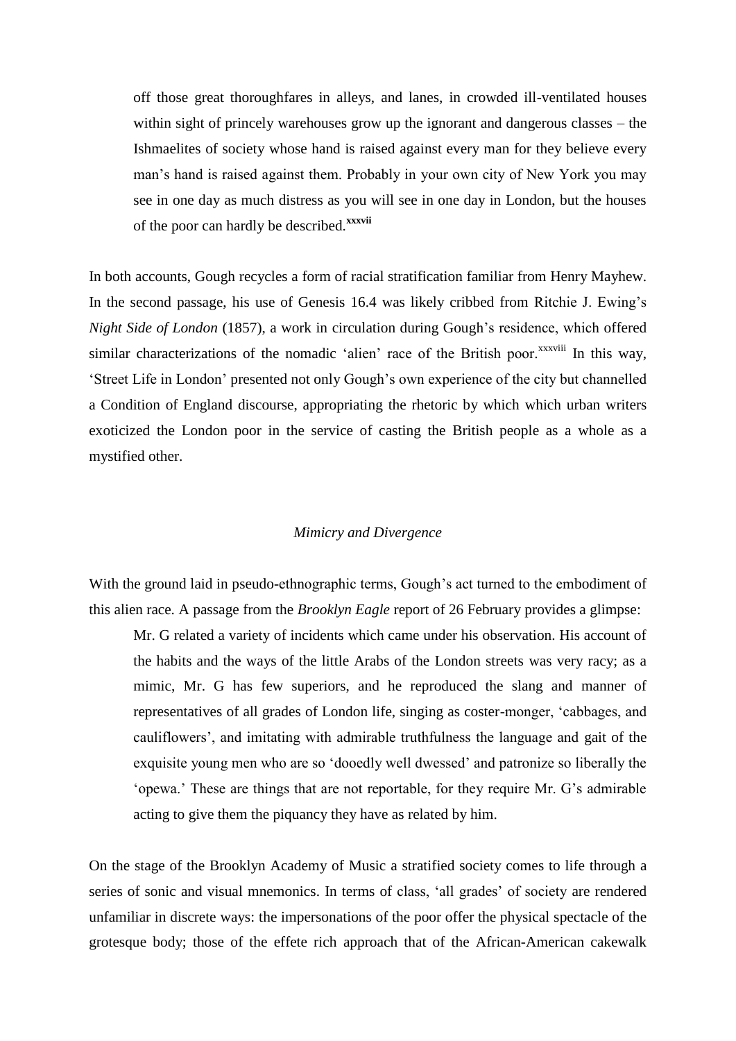> off those great thoroughfares in alleys, and lanes, in crowded ill-ventilated houses within sight of princely warehouses grow up the ignorant and dangerous classes – the Ishmaelites of society whose hand is raised against every man for they believe every man's hand is raised against them. Probably in your own city of New York you may see in one day as much distress as you will see in one day in London, but the houses of the poor can hardly be described.[xxxvii]

In both accounts, Gough recycles a form of racial stratification familiar from Henry Mayhew. In the second passage, his use of Genesis 16.4 was likely cribbed from Ritchie J. Ewing's *Night Side of London* (1857), a work in circulation during Gough's residence, which offered similar characterizations of the nomadic 'alien' race of the British poor.[xxxviii] In this way, 'Street Life in London' presented not only Gough's own experience of the city but channelled a Condition of England discourse, appropriating the rhetoric by which which urban writers exoticized the London poor in the service of casting the British people as a whole as a mystified other.

### *Mimicry and Divergence*

With the ground laid in pseudo-ethnographic terms, Gough's act turned to the embodiment of this alien race. A passage from the *Brooklyn Eagle* report of 26 February provides a glimpse:

> Mr. G related a variety of incidents which came under his observation. His account of the habits and the ways of the little Arabs of the London streets was very racy; as a mimic, Mr. G has few superiors, and he reproduced the slang and manner of representatives of all grades of London life, singing as coster-monger, 'cabbages, and cauliflowers', and imitating with admirable truthfulness the language and gait of the exquisite young men who are so 'dooedly well dwessed' and patronize so liberally the 'opewa.' These are things that are not reportable, for they require Mr. G's admirable acting to give them the piquancy they have as related by him.

On the stage of the Brooklyn Academy of Music a stratified society comes to life through a series of sonic and visual mnemonics. In terms of class, 'all grades' of society are rendered unfamiliar in discrete ways: the impersonations of the poor offer the physical spectacle of the grotesque body; those of the effete rich approach that of the African-American cakewalk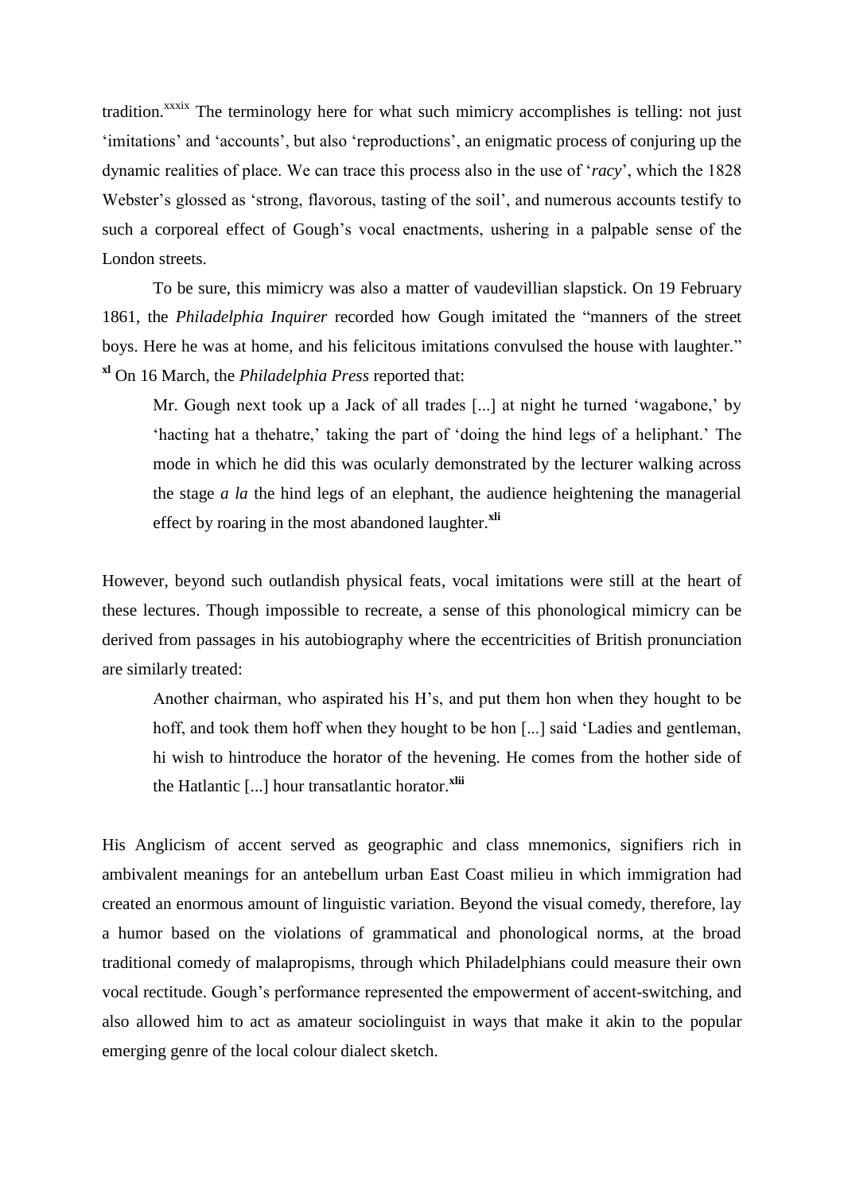tradition.[xxxix] The terminology here for what such mimicry accomplishes is telling: not just 'imitations' and 'accounts', but also 'reproductions', an enigmatic process of conjuring up the dynamic realities of place. We can trace this process also in the use of '*racy*', which the 1828 Webster's glossed as 'strong, flavorous, tasting of the soil', and numerous accounts testify to such a corporeal effect of Gough's vocal enactments, ushering in a palpable sense of the London streets.

To be sure, this mimicry was also a matter of vaudevillian slapstick. On 19 February 1861, the *Philadelphia Inquirer* recorded how Gough imitated the "manners of the street boys. Here he was at home, and his felicitous imitations convulsed the house with laughter."[xl] On 16 March, the *Philadelphia Press* reported that:

> Mr. Gough next took up a Jack of all trades [...] at night he turned 'wagabone,' by 'hacting hat a thehatre,' taking the part of 'doing the hind legs of a heliphant.' The mode in which he did this was ocularly demonstrated by the lecturer walking across the stage *a la* the hind legs of an elephant, the audience heightening the managerial effect by roaring in the most abandoned laughter.[xli]

However, beyond such outlandish physical feats, vocal imitations were still at the heart of these lectures. Though impossible to recreate, a sense of this phonological mimicry can be derived from passages in his autobiography where the eccentricities of British pronunciation are similarly treated:

> Another chairman, who aspirated his H's, and put them hon when they hought to be hoff, and took them hoff when they hought to be hon [...] said 'Ladies and gentleman, hi wish to hintroduce the horator of the hevening. He comes from the hother side of the Hatlantic [...] hour transatlantic horator.[xlii]

His Anglicism of accent served as geographic and class mnemonics, signifiers rich in ambivalent meanings for an antebellum urban East Coast milieu in which immigration had created an enormous amount of linguistic variation. Beyond the visual comedy, therefore, lay a humor based on the violations of grammatical and phonological norms, at the broad traditional comedy of malapropisms, through which Philadelphians could measure their own vocal rectitude. Gough's performance represented the empowerment of accent-switching, and also allowed him to act as amateur sociolinguist in ways that make it akin to the popular emerging genre of the local colour dialect sketch.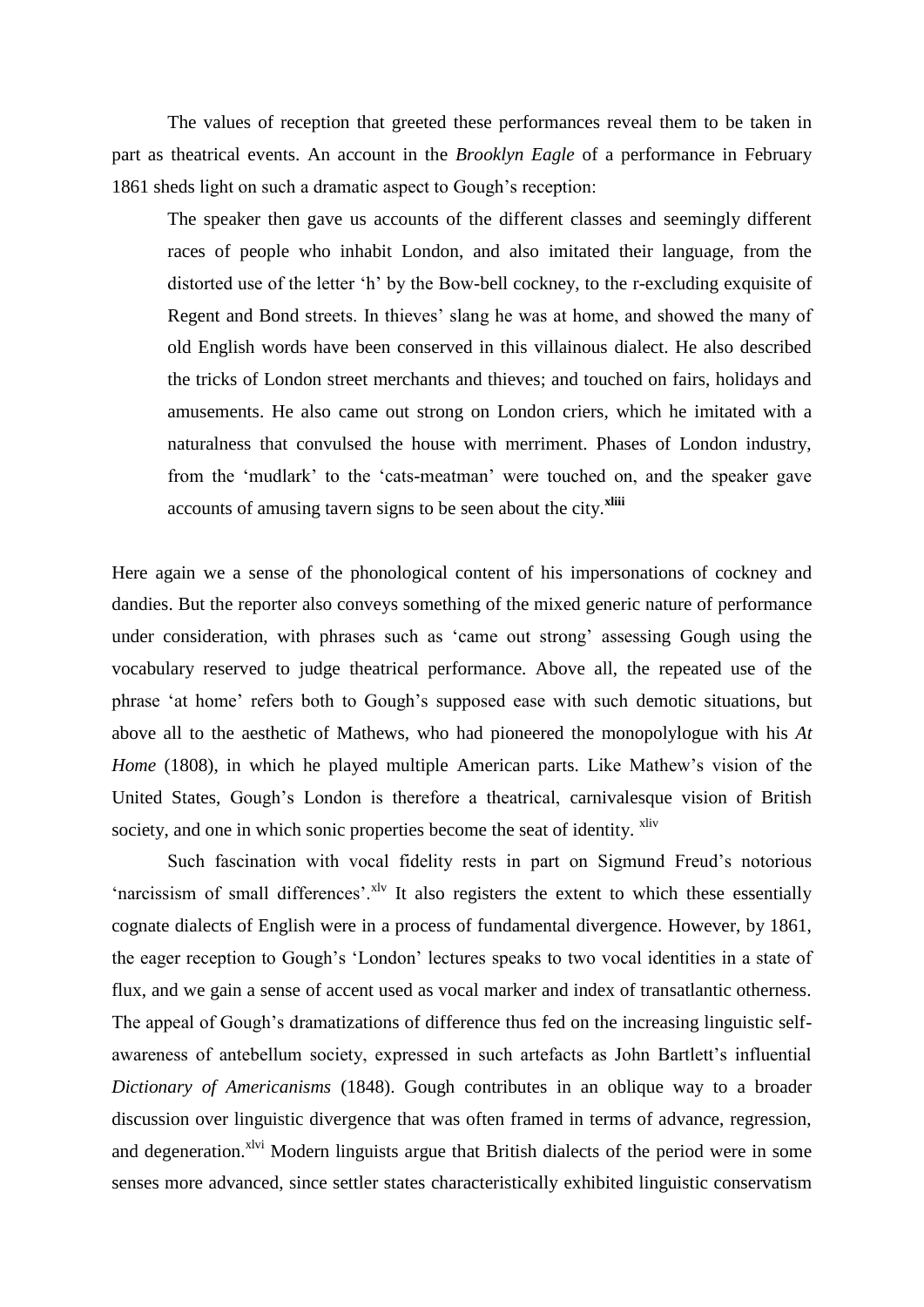The values of reception that greeted these performances reveal them to be taken in part as theatrical events. An account in the *Brooklyn Eagle* of a performance in February 1861 sheds light on such a dramatic aspect to Gough's reception:

> The speaker then gave us accounts of the different classes and seemingly different races of people who inhabit London, and also imitated their language, from the distorted use of the letter 'h' by the Bow-bell cockney, to the r-excluding exquisite of Regent and Bond streets. In thieves' slang he was at home, and showed the many of old English words have been conserved in this villainous dialect. He also described the tricks of London street merchants and thieves; and touched on fairs, holidays and amusements. He also came out strong on London criers, which he imitated with a naturalness that convulsed the house with merriment. Phases of London industry, from the 'mudlark' to the 'cats-meatman' were touched on, and the speaker gave accounts of amusing tavern signs to be seen about the city.[xliii]

Here again we a sense of the phonological content of his impersonations of cockney and dandies. But the reporter also conveys something of the mixed generic nature of performance under consideration, with phrases such as 'came out strong' assessing Gough using the vocabulary reserved to judge theatrical performance. Above all, the repeated use of the phrase 'at home' refers both to Gough's supposed ease with such demotic situations, but above all to the aesthetic of Mathews, who had pioneered the monopolylogue with his *At Home* (1808), in which he played multiple American parts. Like Mathew's vision of the United States, Gough's London is therefore a theatrical, carnivalesque vision of British society, and one in which sonic properties become the seat of identity. [xliv]

Such fascination with vocal fidelity rests in part on Sigmund Freud's notorious 'narcissism of small differences'.[xlv] It also registers the extent to which these essentially cognate dialects of English were in a process of fundamental divergence. However, by 1861, the eager reception to Gough's 'London' lectures speaks to two vocal identities in a state of flux, and we gain a sense of accent used as vocal marker and index of transatlantic otherness. The appeal of Gough's dramatizations of difference thus fed on the increasing linguistic self-awareness of antebellum society, expressed in such artefacts as John Bartlett's influential *Dictionary of Americanisms* (1848). Gough contributes in an oblique way to a broader discussion over linguistic divergence that was often framed in terms of advance, regression, and degeneration.[xlvi] Modern linguists argue that British dialects of the period were in some senses more advanced, since settler states characteristically exhibited linguistic conservatism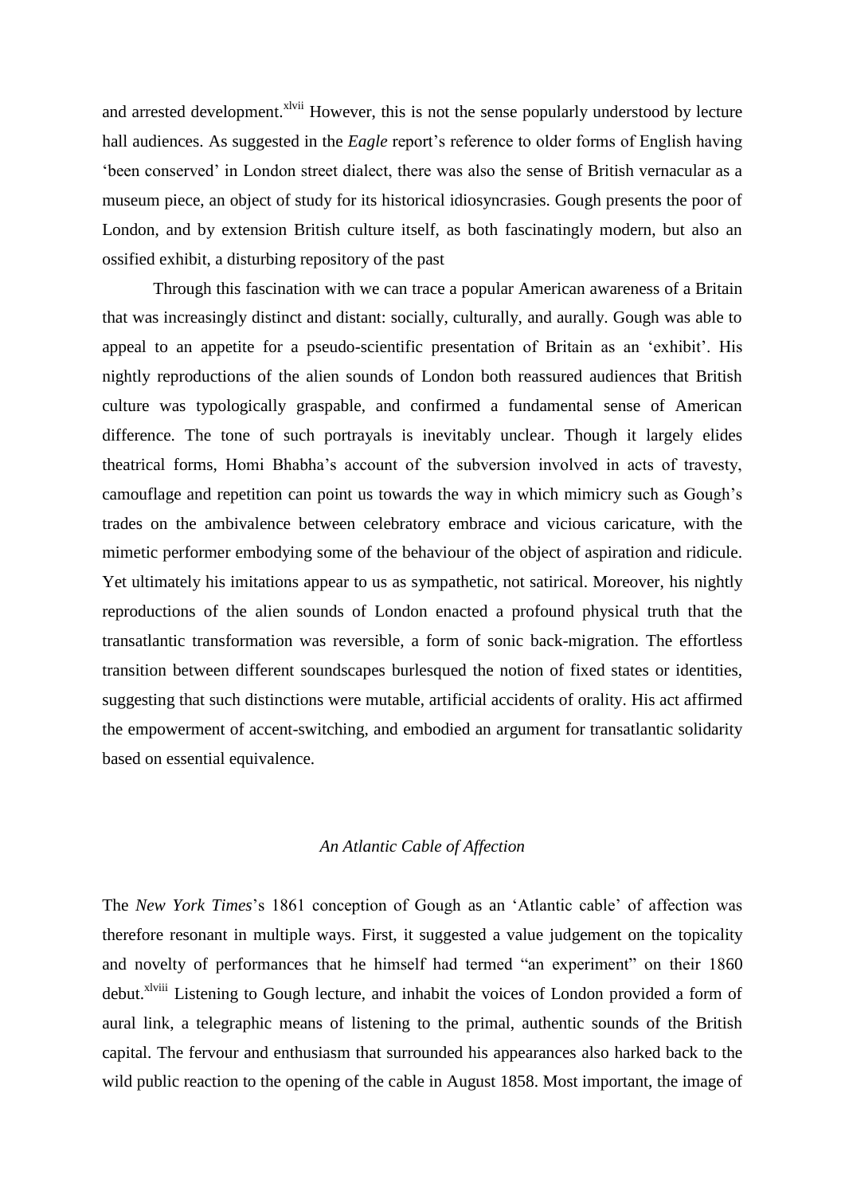and arrested development.[xlvii] However, this is not the sense popularly understood by lecture hall audiences. As suggested in the *Eagle* report's reference to older forms of English having 'been conserved' in London street dialect, there was also the sense of British vernacular as a museum piece, an object of study for its historical idiosyncrasies. Gough presents the poor of London, and by extension British culture itself, as both fascinatingly modern, but also an ossified exhibit, a disturbing repository of the past

Through this fascination with we can trace a popular American awareness of a Britain that was increasingly distinct and distant: socially, culturally, and aurally. Gough was able to appeal to an appetite for a pseudo-scientific presentation of Britain as an 'exhibit'. His nightly reproductions of the alien sounds of London both reassured audiences that British culture was typologically graspable, and confirmed a fundamental sense of American difference. The tone of such portrayals is inevitably unclear. Though it largely elides theatrical forms, Homi Bhabha's account of the subversion involved in acts of travesty, camouflage and repetition can point us towards the way in which mimicry such as Gough's trades on the ambivalence between celebratory embrace and vicious caricature, with the mimetic performer embodying some of the behaviour of the object of aspiration and ridicule. Yet ultimately his imitations appear to us as sympathetic, not satirical. Moreover, his nightly reproductions of the alien sounds of London enacted a profound physical truth that the transatlantic transformation was reversible, a form of sonic back-migration. The effortless transition between different soundscapes burlesqued the notion of fixed states or identities, suggesting that such distinctions were mutable, artificial accidents of orality. His act affirmed the empowerment of accent-switching, and embodied an argument for transatlantic solidarity based on essential equivalence.

## *An Atlantic Cable of Affection*

The *New York Times*'s 1861 conception of Gough as an 'Atlantic cable' of affection was therefore resonant in multiple ways. First, it suggested a value judgement on the topicality and novelty of performances that he himself had termed "an experiment" on their 1860 debut.[xlviii] Listening to Gough lecture, and inhabit the voices of London provided a form of aural link, a telegraphic means of listening to the primal, authentic sounds of the British capital. The fervour and enthusiasm that surrounded his appearances also harked back to the wild public reaction to the opening of the cable in August 1858. Most important, the image of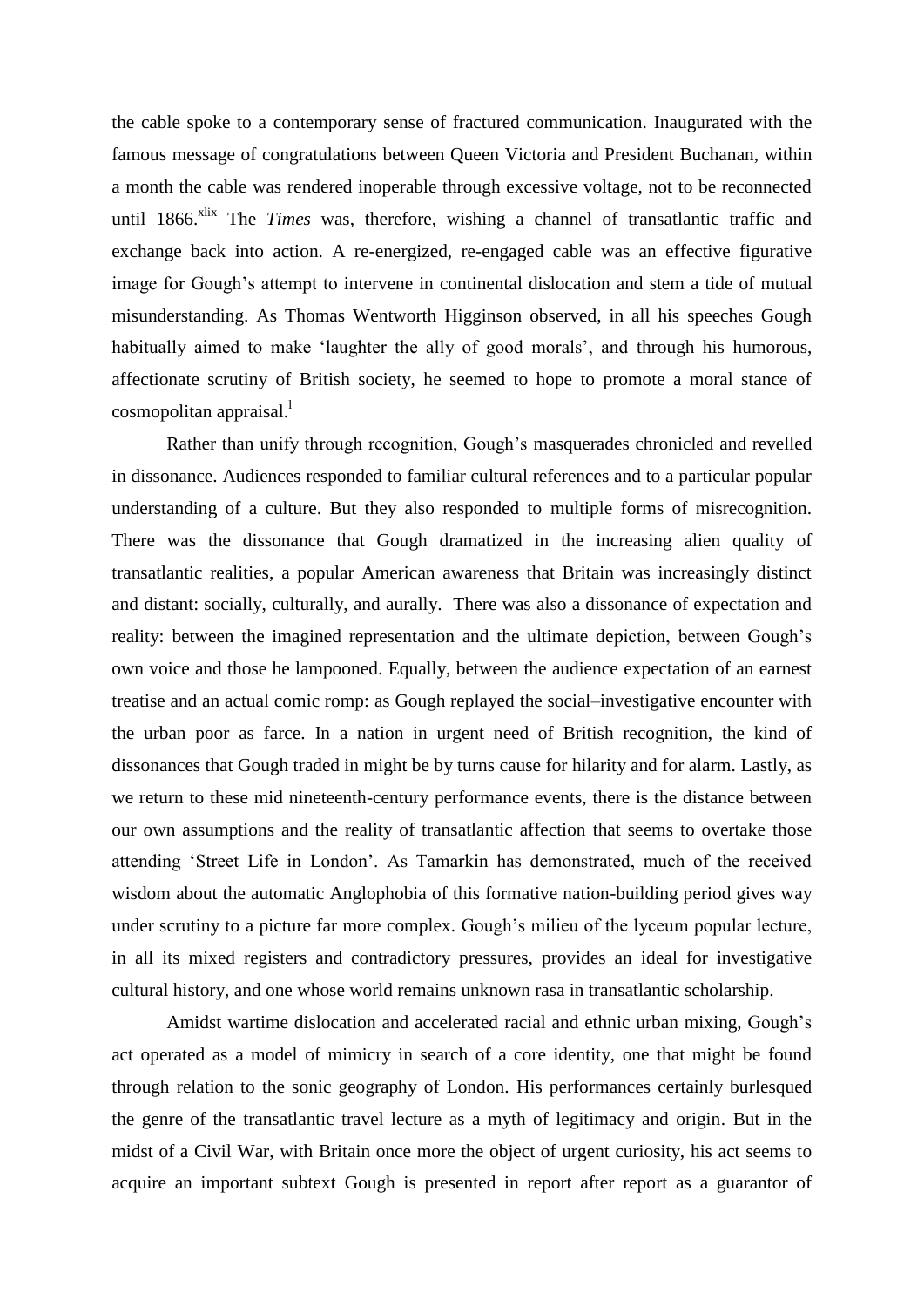the cable spoke to a contemporary sense of fractured communication. Inaugurated with the famous message of congratulations between Queen Victoria and President Buchanan, within a month the cable was rendered inoperable through excessive voltage, not to be reconnected until 1866.[xlix] The *Times* was, therefore, wishing a channel of transatlantic traffic and exchange back into action. A re-energized, re-engaged cable was an effective figurative image for Gough's attempt to intervene in continental dislocation and stem a tide of mutual misunderstanding. As Thomas Wentworth Higginson observed, in all his speeches Gough habitually aimed to make 'laughter the ally of good morals', and through his humorous, affectionate scrutiny of British society, he seemed to hope to promote a moral stance of cosmopolitan appraisal.[l]

Rather than unify through recognition, Gough's masquerades chronicled and revelled in dissonance. Audiences responded to familiar cultural references and to a particular popular understanding of a culture. But they also responded to multiple forms of misrecognition. There was the dissonance that Gough dramatized in the increasing alien quality of transatlantic realities, a popular American awareness that Britain was increasingly distinct and distant: socially, culturally, and aurally. There was also a dissonance of expectation and reality: between the imagined representation and the ultimate depiction, between Gough's own voice and those he lampooned. Equally, between the audience expectation of an earnest treatise and an actual comic romp: as Gough replayed the social–investigative encounter with the urban poor as farce. In a nation in urgent need of British recognition, the kind of dissonances that Gough traded in might be by turns cause for hilarity and for alarm. Lastly, as we return to these mid nineteenth-century performance events, there is the distance between our own assumptions and the reality of transatlantic affection that seems to overtake those attending 'Street Life in London'. As Tamarkin has demonstrated, much of the received wisdom about the automatic Anglophobia of this formative nation-building period gives way under scrutiny to a picture far more complex. Gough's milieu of the lyceum popular lecture, in all its mixed registers and contradictory pressures, provides an ideal for investigative cultural history, and one whose world remains unknown rasa in transatlantic scholarship.

Amidst wartime dislocation and accelerated racial and ethnic urban mixing, Gough's act operated as a model of mimicry in search of a core identity, one that might be found through relation to the sonic geography of London. His performances certainly burlesqued the genre of the transatlantic travel lecture as a myth of legitimacy and origin. But in the midst of a Civil War, with Britain once more the object of urgent curiosity, his act seems to acquire an important subtext Gough is presented in report after report as a guarantor of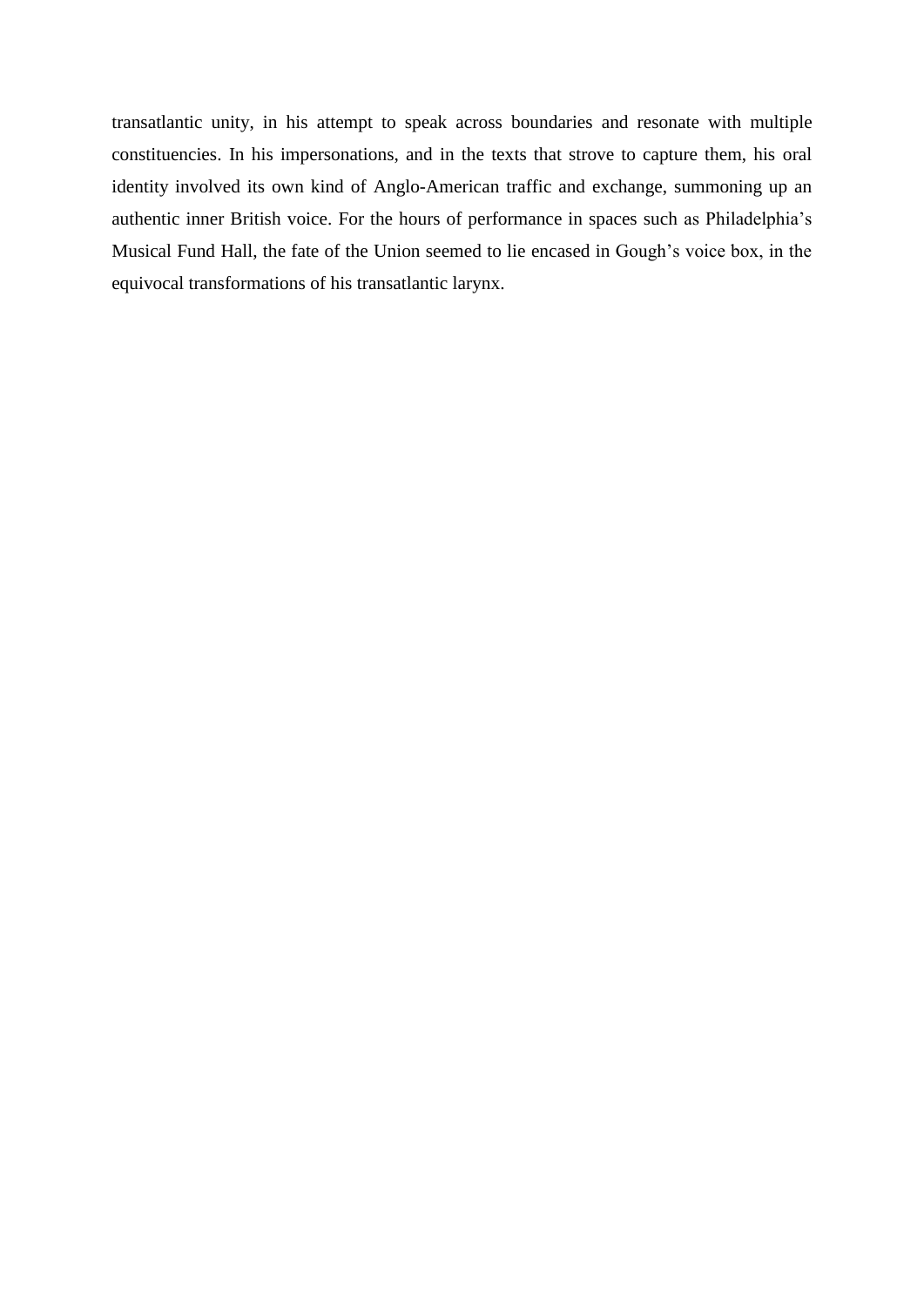transatlantic unity, in his attempt to speak across boundaries and resonate with multiple constituencies. In his impersonations, and in the texts that strove to capture them, his oral identity involved its own kind of Anglo-American traffic and exchange, summoning up an authentic inner British voice. For the hours of performance in spaces such as Philadelphia's Musical Fund Hall, the fate of the Union seemed to lie encased in Gough's voice box, in the equivocal transformations of his transatlantic larynx.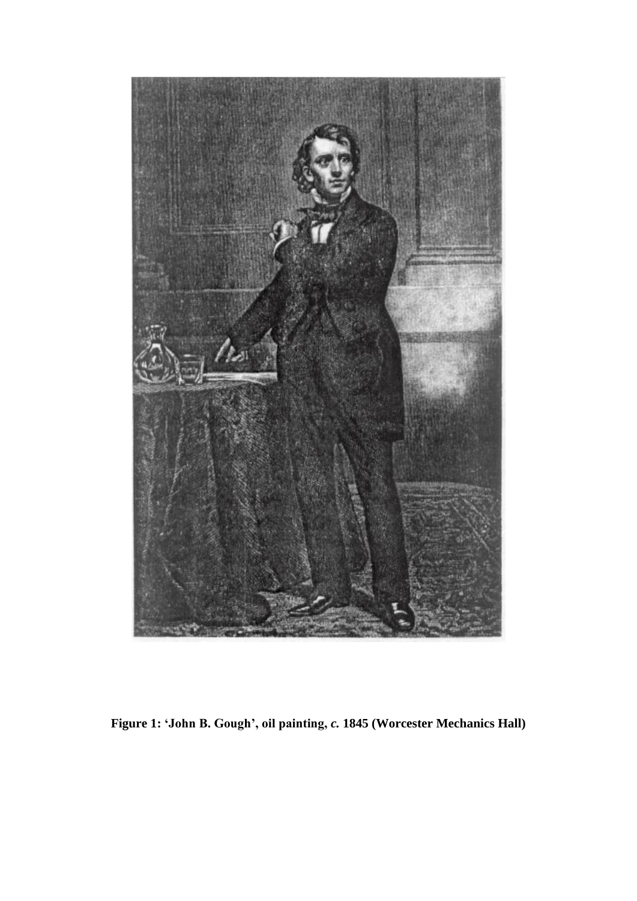**Figure 1: 'John B. Gough', oil painting, *c.* 1845 (Worcester Mechanics Hall)**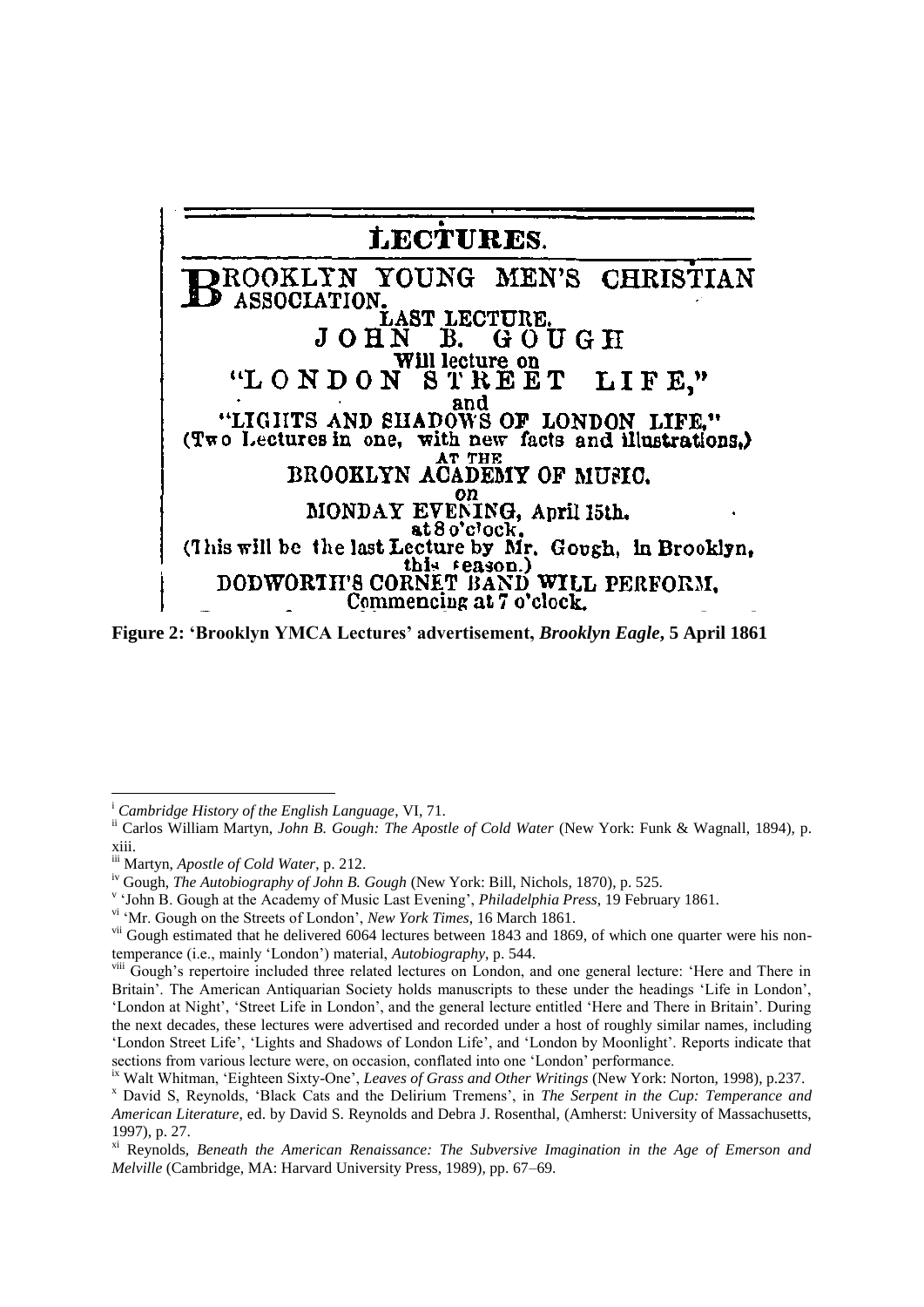LECTURES.

BROOKLYN YOUNG MEN'S CHRISTIAN ASSOCIATION.

LAST LECTURE.

JOHN B. GOUGH

Will lecture on

"LONDON STREET LIFE,"

and

"LIGHTS AND SHADOWS OF LONDON LIFE."

(Two Lectures in one, with new facts and illustrations.)

AT THE

BROOKLYN ACADEMY OF MUSIC.

on

MONDAY EVENING, April 15th.

at 8 o'clock.

(This will be the last Lecture by Mr. Gough, in Brooklyn, this season.)

DODWORTH'S CORNET BAND WILL PERFORM.

Commencing at 7 o'clock.

**Figure 2: 'Brooklyn YMCA Lectures' advertisement, *Brooklyn Eagle*, 5 April 1861**

---

[i] *Cambridge History of the English Language*, VI, 71.

[ii] Carlos William Martyn, *John B. Gough: The Apostle of Cold Water* (New York: Funk & Wagnall, 1894), p. xiii.

[iii] Martyn, *Apostle of Cold Water*, p. 212.

[iv] Gough, *The Autobiography of John B. Gough* (New York: Bill, Nichols, 1870), p. 525.

[v] 'John B. Gough at the Academy of Music Last Evening', *Philadelphia Press*, 19 February 1861.

[vi] 'Mr. Gough on the Streets of London', *New York Times*, 16 March 1861.

[vii] Gough estimated that he delivered 6064 lectures between 1843 and 1869, of which one quarter were his non-temperance (i.e., mainly 'London') material, *Autobiography*, p. 544.

[viii] Gough's repertoire included three related lectures on London, and one general lecture: 'Here and There in Britain'. The American Antiquarian Society holds manuscripts to these under the headings 'Life in London', 'London at Night', 'Street Life in London', and the general lecture entitled 'Here and There in Britain'. During the next decades, these lectures were advertised and recorded under a host of roughly similar names, including 'London Street Life', 'Lights and Shadows of London Life', and 'London by Moonlight'. Reports indicate that sections from various lecture were, on occasion, conflated into one 'London' performance.

[ix] Walt Whitman, 'Eighteen Sixty-One', *Leaves of Grass and Other Writings* (New York: Norton, 1998), p.237.

[x] David S, Reynolds, 'Black Cats and the Delirium Tremens', in *The Serpent in the Cup: Temperance and American Literature*, ed. by David S. Reynolds and Debra J. Rosenthal, (Amherst: University of Massachusetts, 1997), p. 27.

[xi] Reynolds, *Beneath the American Renaissance: The Subversive Imagination in the Age of Emerson and Melville* (Cambridge, MA: Harvard University Press, 1989), pp. 67–69.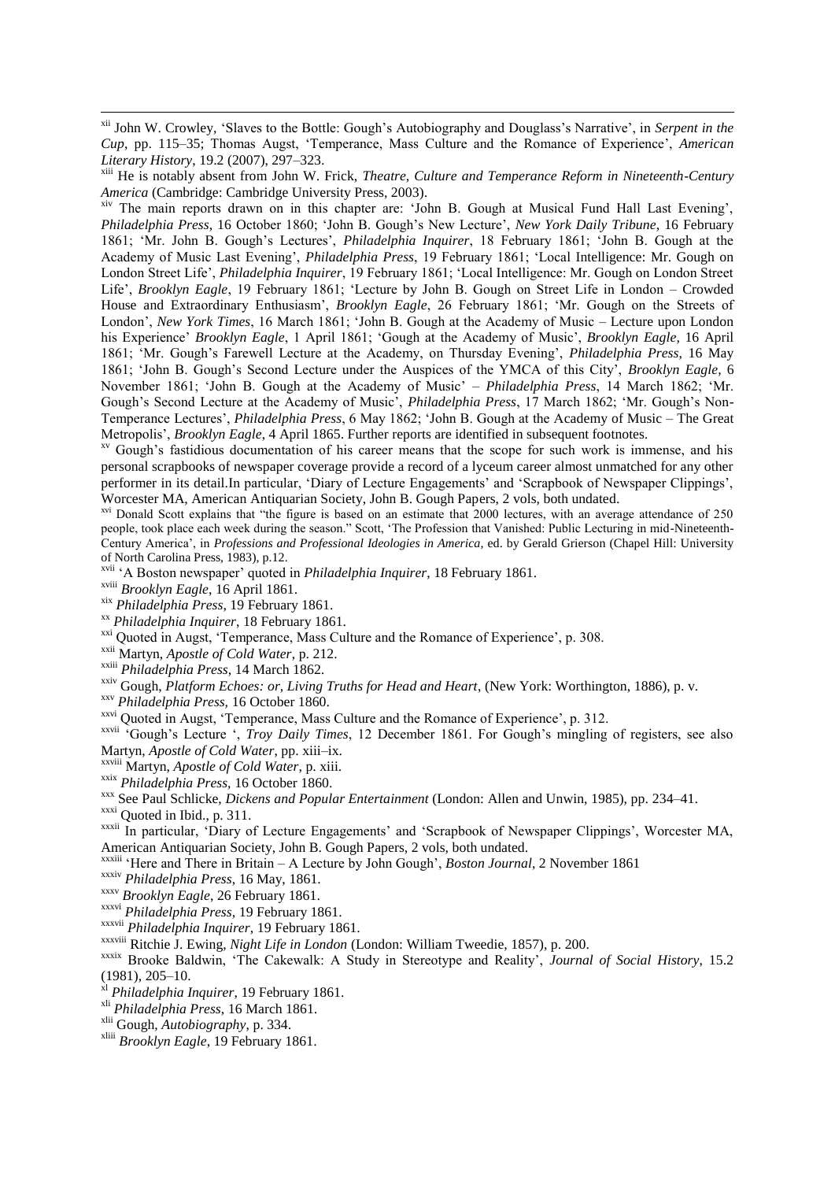[xii] John W. Crowley, 'Slaves to the Bottle: Gough's Autobiography and Douglass's Narrative', in *Serpent in the Cup*, pp. 115–35; Thomas Augst, 'Temperance, Mass Culture and the Romance of Experience', *American Literary History*, 19.2 (2007), 297–323.

[xiii] He is notably absent from John W. Frick, *Theatre, Culture and Temperance Reform in Nineteenth-Century America* (Cambridge: Cambridge University Press, 2003).

[xiv] The main reports drawn on in this chapter are: 'John B. Gough at Musical Fund Hall Last Evening', *Philadelphia Press*, 16 October 1860; 'John B. Gough's New Lecture', *New York Daily Tribune*, 16 February 1861; 'Mr. John B. Gough's Lectures', *Philadelphia Inquirer*, 18 February 1861; 'John B. Gough at the Academy of Music Last Evening', *Philadelphia Press*, 19 February 1861; 'Local Intelligence: Mr. Gough on London Street Life', *Philadelphia Inquirer*, 19 February 1861; 'Local Intelligence: Mr. Gough on London Street Life', *Brooklyn Eagle*, 19 February 1861; 'Lecture by John B. Gough on Street Life in London – Crowded House and Extraordinary Enthusiasm', *Brooklyn Eagle*, 26 February 1861; 'Mr. Gough on the Streets of London', *New York Times*, 16 March 1861; 'John B. Gough at the Academy of Music – Lecture upon London his Experience' *Brooklyn Eagle*, 1 April 1861; 'Gough at the Academy of Music', *Brooklyn Eagle*, 16 April 1861; 'Mr. Gough's Farewell Lecture at the Academy, on Thursday Evening', *Philadelphia Press*, 16 May 1861; 'John B. Gough's Second Lecture under the Auspices of the YMCA of this City', *Brooklyn Eagle*, 6 November 1861; 'John B. Gough at the Academy of Music' – *Philadelphia Press*, 14 March 1862; 'Mr. Gough's Second Lecture at the Academy of Music', *Philadelphia Press*, 17 March 1862; 'Mr. Gough's Non-Temperance Lectures', *Philadelphia Press*, 6 May 1862; 'John B. Gough at the Academy of Music – The Great Metropolis', *Brooklyn Eagle*, 4 April 1865. Further reports are identified in subsequent footnotes.

[xv] Gough's fastidious documentation of his career means that the scope for such work is immense, and his personal scrapbooks of newspaper coverage provide a record of a lyceum career almost unmatched for any other performer in its detail.In particular, 'Diary of Lecture Engagements' and 'Scrapbook of Newspaper Clippings', Worcester MA, American Antiquarian Society, John B. Gough Papers, 2 vols, both undated.

[xvi] Donald Scott explains that "the figure is based on an estimate that 2000 lectures, with an average attendance of 250 people, took place each week during the season." Scott, 'The Profession that Vanished: Public Lecturing in mid-Nineteenth-Century America', in *Professions and Professional Ideologies in America*, ed. by Gerald Grierson (Chapel Hill: University of North Carolina Press, 1983), p.12.

[xvii] 'A Boston newspaper' quoted in *Philadelphia Inquirer*, 18 February 1861.

[xviii] *Brooklyn Eagle*, 16 April 1861.

[xix] *Philadelphia Press*, 19 February 1861.

[xx] *Philadelphia Inquirer*, 18 February 1861.

[xxi] Quoted in Augst, 'Temperance, Mass Culture and the Romance of Experience', p. 308.

[xxii] Martyn, *Apostle of Cold Water*, p. 212.

[xxiii] *Philadelphia Press*, 14 March 1862.

[xxiv] Gough, *Platform Echoes: or, Living Truths for Head and Heart*, (New York: Worthington, 1886), p. v.

[xxv] *Philadelphia Press*, 16 October 1860.

[xxvi] Quoted in Augst, 'Temperance, Mass Culture and the Romance of Experience', p. 312.

[xxvii] 'Gough's Lecture ', *Troy Daily Times*, 12 December 1861. For Gough's mingling of registers, see also Martyn, *Apostle of Cold Water*, pp. xiii–ix.

[xxviii] Martyn, *Apostle of Cold Water*, p. xiii.

[xxix] *Philadelphia Press*, 16 October 1860.

[xxx] See Paul Schlicke, *Dickens and Popular Entertainment* (London: Allen and Unwin, 1985), pp. 234–41.

[xxxi] Quoted in Ibid., p. 311.

[xxxii] In particular, 'Diary of Lecture Engagements' and 'Scrapbook of Newspaper Clippings', Worcester MA, American Antiquarian Society, John B. Gough Papers, 2 vols, both undated.

[xxxiii] 'Here and There in Britain – A Lecture by John Gough', *Boston Journal*, 2 November 1861

[xxxiv] *Philadelphia Press*, 16 May, 1861.

[xxxv] *Brooklyn Eagle*, 26 February 1861.

[xxxvi] *Philadelphia Press*, 19 February 1861.

[xxxvii] *Philadelphia Inquirer*, 19 February 1861.

[xxxviii] Ritchie J. Ewing, *Night Life in London* (London: William Tweedie, 1857), p. 200.

[xxxix] Brooke Baldwin, 'The Cakewalk: A Study in Stereotype and Reality', *Journal of Social History*, 15.2 (1981), 205–10.

[xl] *Philadelphia Inquirer*, 19 February 1861.

[xli] *Philadelphia Press*, 16 March 1861.

[xlii] Gough, *Autobiography*, p. 334.

[xliii] *Brooklyn Eagle*, 19 February 1861.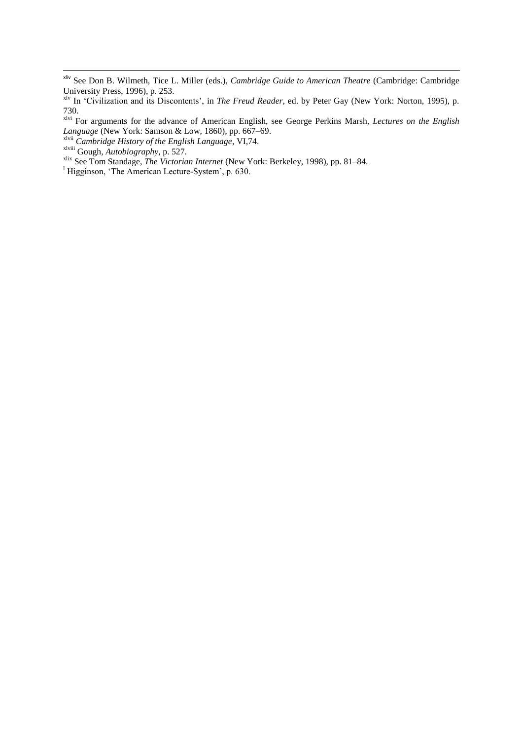[xliv] See Don B. Wilmeth, Tice L. Miller (eds.), *Cambridge Guide to American Theatre* (Cambridge: Cambridge University Press, 1996), p. 253.

[xlv] In 'Civilization and its Discontents', in *The Freud Reader*, ed. by Peter Gay (New York: Norton, 1995), p. 730.

[xlvi] For arguments for the advance of American English, see George Perkins Marsh, *Lectures on the English Language* (New York: Samson & Low, 1860), pp. 667–69.

[xlvii] *Cambridge History of the English Language*, VI,74.

[xlviii] Gough, *Autobiography*, p. 527.

[xlix] See Tom Standage, *The Victorian Internet* (New York: Berkeley, 1998), pp. 81–84.

[l] Higginson, 'The American Lecture-System', p. 630.